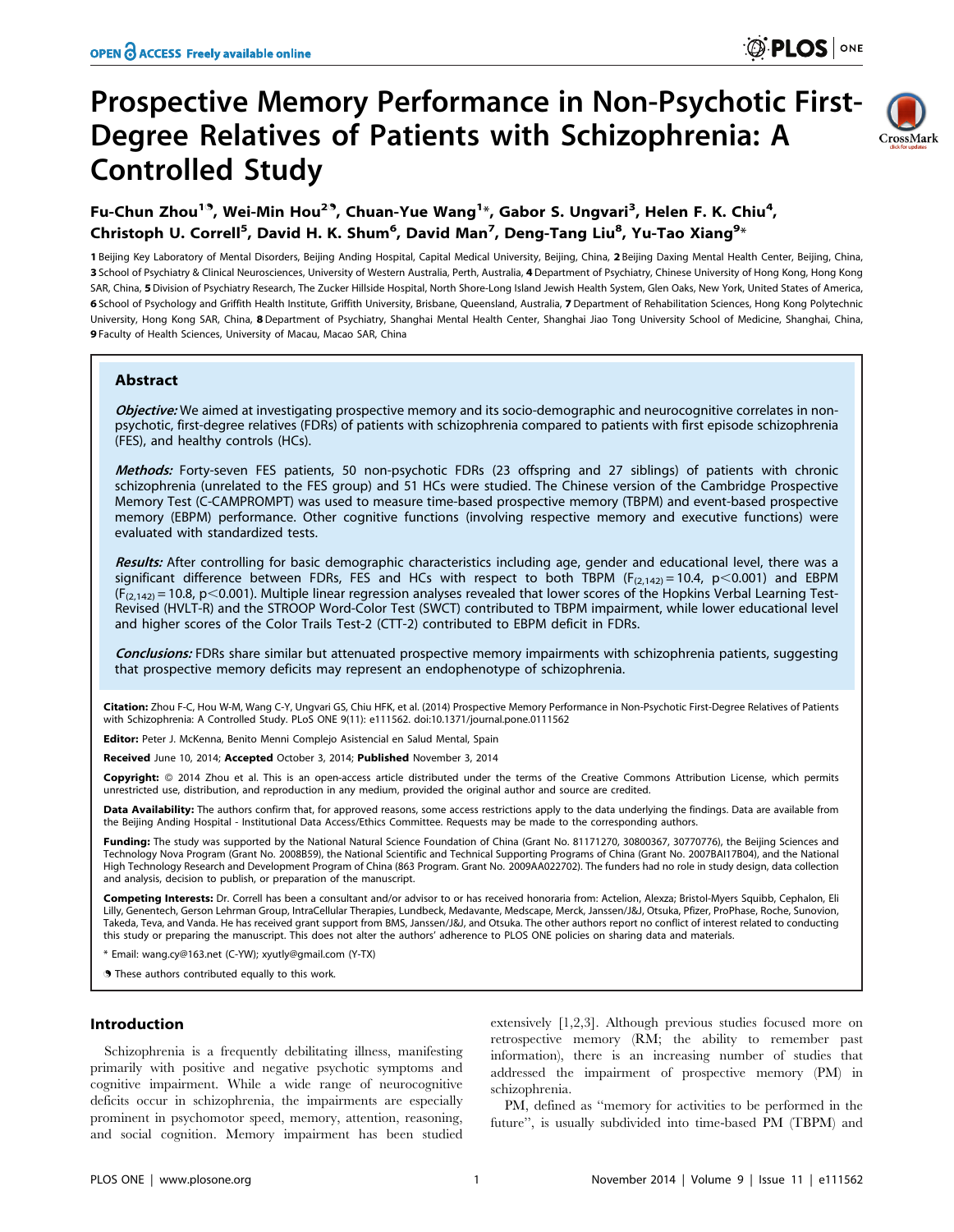# Prospective Memory Performance in Non-Psychotic First-Degree Relatives of Patients with Schizophrenia: A Controlled Study

Fu-Chun Zhou[1], Wei-Min Hou[2], Chuan-Yue Wang[1]*, Gabor S. Ungvari[3], Helen F. K. Chiu[4], Christoph U. Correll[5], David H. K. Shum[6], David Man[7], Deng-Tang Liu[8], Yu-Tao Xiang[9]*

1 Beijing Key Laboratory of Mental Disorders, Beijing Anding Hospital, Capital Medical University, Beijing, China, 2 Beijing Daxing Mental Health Center, Beijing, China, 3 School of Psychiatry & Clinical Neurosciences, University of Western Australia, Perth, Australia, 4 Department of Psychiatry, Chinese University of Hong Kong, Hong Kong SAR, China, 5 Division of Psychiatry Research, The Zucker Hillside Hospital, North Shore-Long Island Jewish Health System, Glen Oaks, New York, United States of America, 6 School of Psychology and Griffith Health Institute, Griffith University, Brisbane, Queensland, Australia, 7 Department of Rehabilitation Sciences, Hong Kong Polytechnic University, Hong Kong SAR, China, 8 Department of Psychiatry, Shanghai Mental Health Center, Shanghai Jiao Tong University School of Medicine, Shanghai, China, 9 Faculty of Health Sciences, University of Macau, Macao SAR, China

## Abstract

***Objective:*** We aimed at investigating prospective memory and its socio-demographic and neurocognitive correlates in non-psychotic, first-degree relatives (FDRs) of patients with schizophrenia compared to patients with first episode schizophrenia (FES), and healthy controls (HCs).

***Methods:*** Forty-seven FES patients, 50 non-psychotic FDRs (23 offspring and 27 siblings) of patients with chronic schizophrenia (unrelated to the FES group) and 51 HCs were studied. The Chinese version of the Cambridge Prospective Memory Test (C-CAMPROMPT) was used to measure time-based prospective memory (TBPM) and event-based prospective memory (EBPM) performance. Other cognitive functions (involving respective memory and executive functions) were evaluated with standardized tests.

***Results:*** After controlling for basic demographic characteristics including age, gender and educational level, there was a significant difference between FDRs, FES and HCs with respect to both TBPM ($F_{(2,142)} = 10.4$, $p < 0.001$) and EBPM ($F_{(2,142)} = 10.8$, $p < 0.001$). Multiple linear regression analyses revealed that lower scores of the Hopkins Verbal Learning Test-Revised (HVLT-R) and the STROOP Word-Color Test (SWCT) contributed to TBPM impairment, while lower educational level and higher scores of the Color Trails Test-2 (CTT-2) contributed to EBPM deficit in FDRs.

***Conclusions:*** FDRs share similar but attenuated prospective memory impairments with schizophrenia patients, suggesting that prospective memory deficits may represent an endophenotype of schizophrenia.

**Citation:** Zhou F-C, Hou W-M, Wang C-Y, Ungvari GS, Chiu HFK, et al. (2014) Prospective Memory Performance in Non-Psychotic First-Degree Relatives of Patients with Schizophrenia: A Controlled Study. PLoS ONE 9(11): e111562. doi:10.1371/journal.pone.0111562

**Editor:** Peter J. McKenna, Benito Menni Complejo Asistencial en Salud Mental, Spain

**Received** June 10, 2014; **Accepted** October 3, 2014; **Published** November 3, 2014

**Copyright:** © 2014 Zhou et al. This is an open-access article distributed under the terms of the Creative Commons Attribution License, which permits unrestricted use, distribution, and reproduction in any medium, provided the original author and source are credited.

**Data Availability:** The authors confirm that, for approved reasons, some access restrictions apply to the data underlying the findings. Data are available from the Beijing Anding Hospital - Institutional Data Access/Ethics Committee. Requests may be made to the corresponding authors.

**Funding:** The study was supported by the National Natural Science Foundation of China (Grant No. 81171270, 30800367, 30770776), the Beijing Sciences and Technology Nova Program (Grant No. 2008B59), the National Scientific and Technical Supporting Programs of China (Grant No. 2007BAI17B04), and the National High Technology Research and Development Program of China (863 Program. Grant No. 2009AA022702). The funders had no role in study design, data collection and analysis, decision to publish, or preparation of the manuscript.

**Competing Interests:** Dr. Correll has been a consultant and/or advisor to or has received honoraria from: Actelion, Alexza; Bristol-Myers Squibb, Cephalon, Eli Lilly, Genentech, Gerson Lehrman Group, IntraCellular Therapies, Lundbeck, Medavante, Medscape, Merck, Janssen/J&J, Otsuka, Pfizer, ProPhase, Roche, Sunovion, Takeda, Teva, and Vanda. He has received grant support from BMS, Janssen/J&J, and Otsuka. The other authors report no conflict of interest related to conducting this study or preparing the manuscript. This does not alter the authors' adherence to PLOS ONE policies on sharing data and materials.

\* Email: wang.cy@163.net (C-YW); xyutly@gmail.com (Y-TX)

These authors contributed equally to this work.

## Introduction

Schizophrenia is a frequently debilitating illness, manifesting primarily with positive and negative psychotic symptoms and cognitive impairment. While a wide range of neurocognitive deficits occur in schizophrenia, the impairments are especially prominent in psychomotor speed, memory, attention, reasoning, and social cognition. Memory impairment has been studied extensively [1,2,3]. Although previous studies focused more on retrospective memory (RM; the ability to remember past information), there is an increasing number of studies that addressed the impairment of prospective memory (PM) in schizophrenia.

PM, defined as "memory for activities to be performed in the future", is usually subdivided into time-based PM (TBPM) and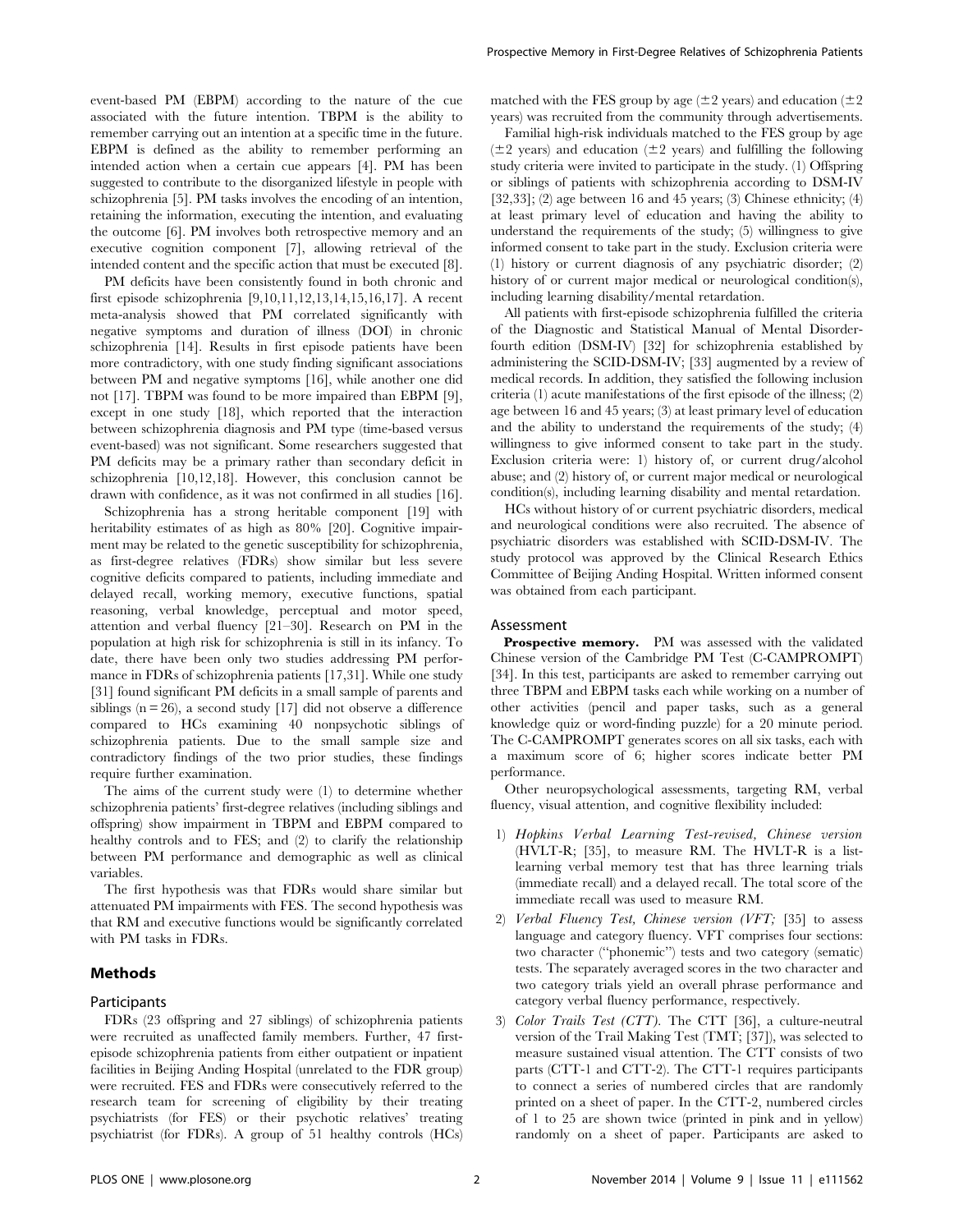event-based PM (EBPM) according to the nature of the cue associated with the future intention. TBPM is the ability to remember carrying out an intention at a specific time in the future. EBPM is defined as the ability to remember performing an intended action when a certain cue appears [4]. PM has been suggested to contribute to the disorganized lifestyle in people with schizophrenia [5]. PM tasks involves the encoding of an intention, retaining the information, executing the intention, and evaluating the outcome [6]. PM involves both retrospective memory and an executive cognition component [7], allowing retrieval of the intended content and the specific action that must be executed [8].

PM deficits have been consistently found in both chronic and first episode schizophrenia [9,10,11,12,13,14,15,16,17]. A recent meta-analysis showed that PM correlated significantly with negative symptoms and duration of illness (DOI) in chronic schizophrenia [14]. Results in first episode patients have been more contradictory, with one study finding significant associations between PM and negative symptoms [16], while another one did not [17]. TBPM was found to be more impaired than EBPM [9], except in one study [18], which reported that the interaction between schizophrenia diagnosis and PM type (time-based versus event-based) was not significant. Some researchers suggested that PM deficits may be a primary rather than secondary deficit in schizophrenia [10,12,18]. However, this conclusion cannot be drawn with confidence, as it was not confirmed in all studies [16].

Schizophrenia has a strong heritable component [19] with heritability estimates of as high as 80% [20]. Cognitive impairment may be related to the genetic susceptibility for schizophrenia, as first-degree relatives (FDRs) show similar but less severe cognitive deficits compared to patients, including immediate and delayed recall, working memory, executive functions, spatial reasoning, verbal knowledge, perceptual and motor speed, attention and verbal fluency [21–30]. Research on PM in the population at high risk for schizophrenia is still in its infancy. To date, there have been only two studies addressing PM performance in FDRs of schizophrenia patients [17,31]. While one study [31] found significant PM deficits in a small sample of parents and siblings (n = 26), a second study [17] did not observe a difference compared to HCs examining 40 nonpsychotic siblings of schizophrenia patients. Due to the small sample size and contradictory findings of the two prior studies, these findings require further examination.

The aims of the current study were (1) to determine whether schizophrenia patients' first-degree relatives (including siblings and offspring) show impairment in TBPM and EBPM compared to healthy controls and to FES; and (2) to clarify the relationship between PM performance and demographic as well as clinical variables.

The first hypothesis was that FDRs would share similar but attenuated PM impairments with FES. The second hypothesis was that RM and executive functions would be significantly correlated with PM tasks in FDRs.

## Methods

### Participants

FDRs (23 offspring and 27 siblings) of schizophrenia patients were recruited as unaffected family members. Further, 47 first-episode schizophrenia patients from either outpatient or inpatient facilities in Beijing Anding Hospital (unrelated to the FDR group) were recruited. FES and FDRs were consecutively referred to the research team for screening of eligibility by their treating psychiatrists (for FES) or their psychotic relatives' treating psychiatrist (for FDRs). A group of 51 healthy controls (HCs) matched with the FES group by age (±2 years) and education (±2 years) was recruited from the community through advertisements.

Familial high-risk individuals matched to the FES group by age (±2 years) and education (±2 years) and fulfilling the following study criteria were invited to participate in the study. (1) Offspring or siblings of patients with schizophrenia according to DSM-IV [32,33]; (2) age between 16 and 45 years; (3) Chinese ethnicity; (4) at least primary level of education and having the ability to understand the requirements of the study; (5) willingness to give informed consent to take part in the study. Exclusion criteria were (1) history or current diagnosis of any psychiatric disorder; (2) history of or current major medical or neurological condition(s), including learning disability/mental retardation.

All patients with first-episode schizophrenia fulfilled the criteria of the Diagnostic and Statistical Manual of Mental Disorder-fourth edition (DSM-IV) [32] for schizophrenia established by administering the SCID-DSM-IV; [33] augmented by a review of medical records. In addition, they satisfied the following inclusion criteria (1) acute manifestations of the first episode of the illness; (2) age between 16 and 45 years; (3) at least primary level of education and the ability to understand the requirements of the study; (4) willingness to give informed consent to take part in the study. Exclusion criteria were: 1) history of, or current drug/alcohol abuse; and (2) history of, or current major medical or neurological condition(s), including learning disability and mental retardation.

HCs without history of or current psychiatric disorders, medical and neurological conditions were also recruited. The absence of psychiatric disorders was established with SCID-DSM-IV. The study protocol was approved by the Clinical Research Ethics Committee of Beijing Anding Hospital. Written informed consent was obtained from each participant.

### Assessment

**Prospective memory.** PM was assessed with the validated Chinese version of the Cambridge PM Test (C-CAMPROMPT) [34]. In this test, participants are asked to remember carrying out three TBPM and EBPM tasks each while working on a number of other activities (pencil and paper tasks, such as a general knowledge quiz or word-finding puzzle) for a 20 minute period. The C-CAMPROMPT generates scores on all six tasks, each with a maximum score of 6; higher scores indicate better PM performance.

Other neuropsychological assessments, targeting RM, verbal fluency, visual attention, and cognitive flexibility included:

1) *Hopkins Verbal Learning Test-revised, Chinese version* (HVLT-R; [35], to measure RM. The HVLT-R is a list-learning verbal memory test that has three learning trials (immediate recall) and a delayed recall. The total score of the immediate recall was used to measure RM.
2) *Verbal Fluency Test, Chinese version (VFT;* [35] to assess language and category fluency. VFT comprises four sections: two character ("phonemic") tests and two category (sematic) tests. The separately averaged scores in the two character and two category trials yield an overall phrase performance and category verbal fluency performance, respectively.
3) *Color Trails Test (CTT).* The CTT [36], a culture-neutral version of the Trail Making Test (TMT; [37]), was selected to measure sustained visual attention. The CTT consists of two parts (CTT-1 and CTT-2). The CTT-1 requires participants to connect a series of numbered circles that are randomly printed on a sheet of paper. In the CTT-2, numbered circles of 1 to 25 are shown twice (printed in pink and in yellow) randomly on a sheet of paper. Participants are asked to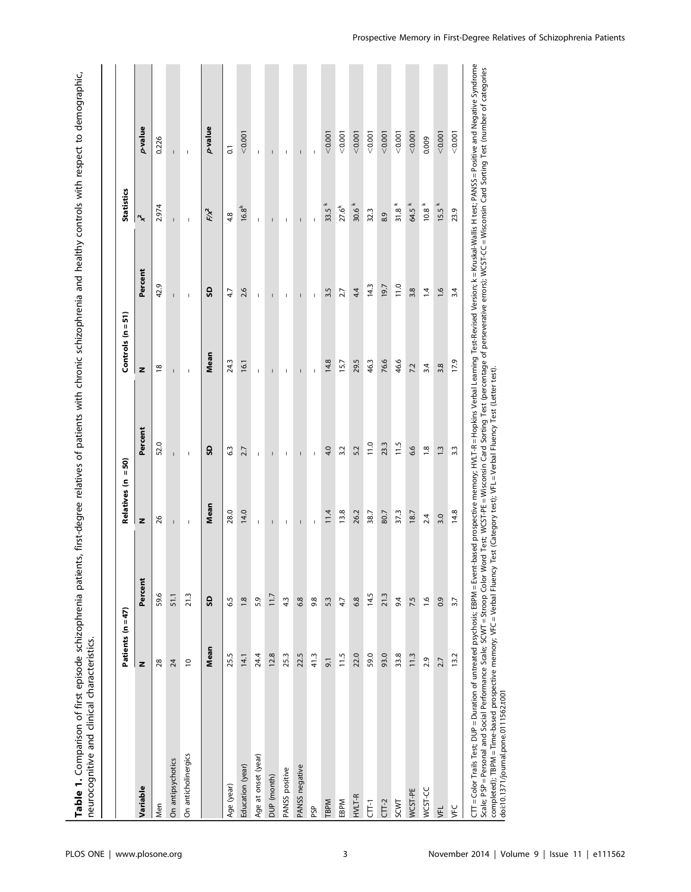**Table 1.** Comparison of first episode schizophrenia patients, first-degree relatives of patients with chronic schizophrenia and healthy controls with respect to demographic, neurocognitive and clinical characteristics.

| | Patients (n = 47) | | Relatives (n = 50) | | Controls (n = 51) | | Statistics | |
|---|---|---|---|---|---|---|---|---|
| **Variable** | **N** | **Percent** | **N** | **Percent** | **N** | **Percent** | $\chi^2$ | ***p*-value** |
| Men | 28 | 59.6 | 26 | 52.0 | 18 | 42.9 | 2.974 | 0.226 |
| On antipsychotics | 24 | 51.1 | – | – | – | – | – | – |
| On anticholinergics | 10 | 21.3 | – | – | – | – | – | – |
| | **Mean** | **SD** | **Mean** | **SD** | **Mean** | **SD** | $F/\chi^2$ | ***p*-value** |
| Age (year) | 25.5 | 6.5 | 28.0 | 6.3 | 24.3 | 4.7 | 4.8 | 0.1 |
| Education (year) | 14.1 | 1.8 | 14.0 | 2.7 | 16.1 | 2.6 | 16.8[k] | <0.001 |
| Age at onset (year) | 24.4 | 5.9 | – | – | – | – | – | – |
| DUP (month) | 12.8 | 11.7 | – | – | – | – | – | – |
| PANSS positive | 25.3 | 4.3 | – | – | – | – | – | – |
| PANSS negative | 22.5 | 6.8 | – | – | – | – | – | – |
| PSP | 41.3 | 9.8 | – | – | – | – | – | – |
| TBPM | 9.1 | 5.3 | 11.4 | 4.0 | 14.8 | 3.5 | 33.5 [k] | <0.001 |
| EBPM | 11.5 | 4.7 | 13.8 | 3.2 | 15.7 | 2.7 | 27.6[k] | <0.001 |
| HVLT-R | 22.0 | 6.8 | 26.2 | 5.2 | 29.5 | 4.4 | 30.6 [k] | <0.001 |
| CTT-1 | 59.0 | 14.5 | 38.7 | 11.0 | 46.3 | 14.3 | 32.3 | <0.001 |
| CTT-2 | 93.0 | 21.3 | 80.7 | 23.3 | 76.6 | 19.7 | 8.9 | <0.001 |
| SCWT | 33.8 | 9.4 | 37.3 | 11.5 | 46.6 | 11.0 | 31.8 [k] | <0.001 |
| WCST-PE | 11.3 | 7.5 | 18.7 | 6.6 | 7.2 | 3.8 | 64.5 [k] | <0.001 |
| WCST-CC | 2.9 | 1.6 | 2.4 | 1.8 | 3.4 | 1.4 | 10.8 [k] | 0.009 |
| VFL | 2.7 | 0.9 | 3.0 | 1.3 | 3.8 | 1.6 | 15.5 [k] | <0.001 |
| VFC | 13.2 | 3.7 | 14.8 | 3.3 | 17.9 | 3.4 | 23.9 | <0.001 |

CTT = Color Trails Test; DUP = Duration of untreated psychosis; EBPM = Event-based prospective memory; HVLT-R = Hopkins Verbal Learning Test-Revised Version; k = Kruskal-Wallis H test; PANSS = Positive and Negative Syndrome Scale; PSP = Personal and Social Performance Scale; SCWT = Stroop Color Word Test; WCST-PE = Wisconsin Card Sorting Test (percentage of perseverative errors); WCST-CC = Wisconsin Card Sorting Test (number of categories completed); TBPM = Time-based prospective memory; VFC = Verbal Fluency Test (Category test); VFL = Verbal Fluency Test (Letter test).
doi:10.1371/journal.pone.0111562.t001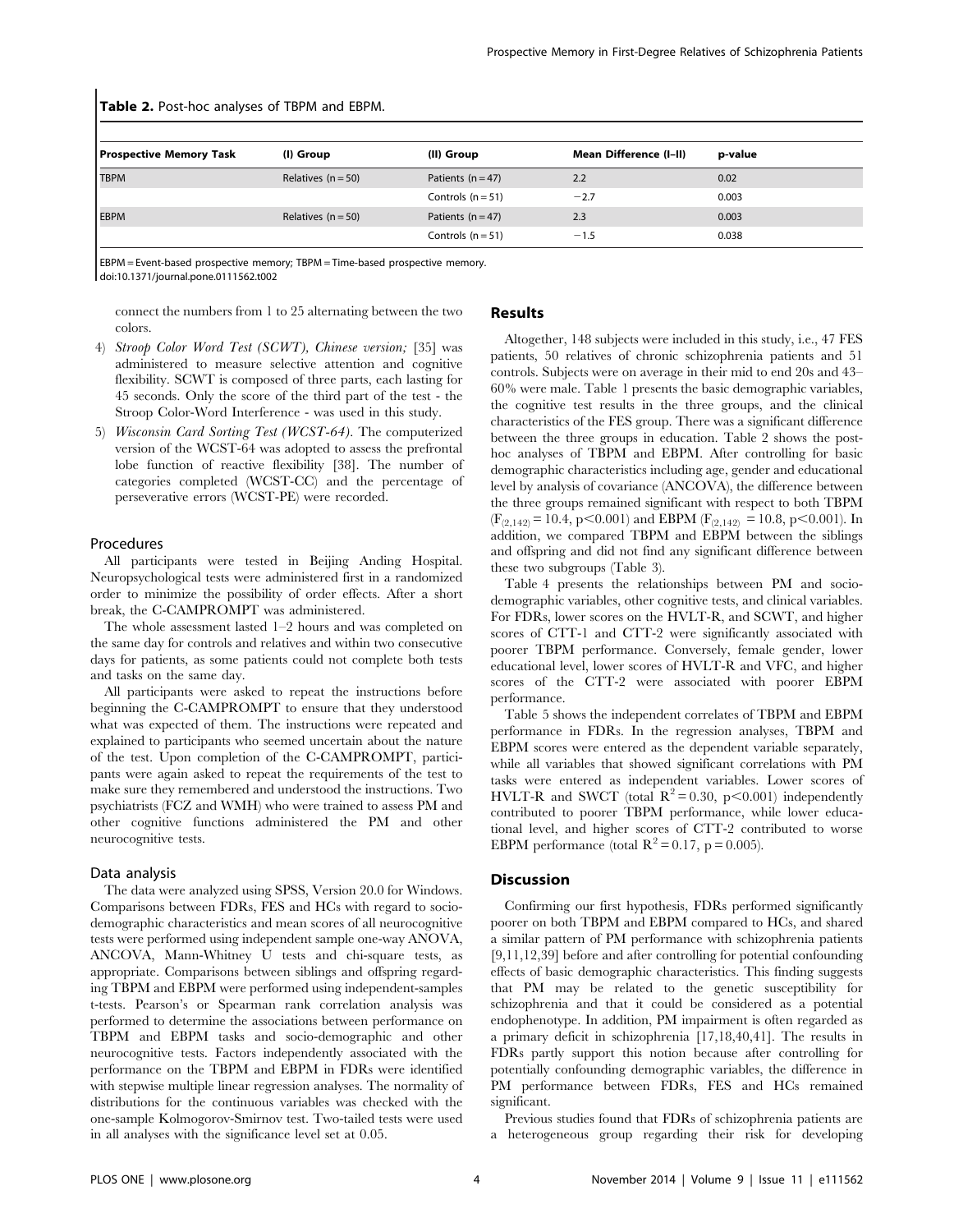**Table 2.** Post-hoc analyses of TBPM and EBPM.

| Prospective Memory Task | (I) Group | (II) Group | Mean Difference (I–II) | p-value |
|---|---|---|---|---|
| TBPM | Relatives (n = 50) | Patients (n = 47) | 2.2 | 0.02 |
| | | Controls (n = 51) | −2.7 | 0.003 |
| EBPM | Relatives (n = 50) | Patients (n = 47) | 2.3 | 0.003 |
| | | Controls (n = 51) | −1.5 | 0.038 |

EBPM = Event-based prospective memory; TBPM = Time-based prospective memory.
doi:10.1371/journal.pone.0111562.t002

connect the numbers from 1 to 25 alternating between the two colors.

4) *Stroop Color Word Test (SCWT), Chinese version;* [35] was administered to measure selective attention and cognitive flexibility. SCWT is composed of three parts, each lasting for 45 seconds. Only the score of the third part of the test - the Stroop Color-Word Interference - was used in this study.
5) *Wisconsin Card Sorting Test (WCST-64).* The computerized version of the WCST-64 was adopted to assess the prefrontal lobe function of reactive flexibility [38]. The number of categories completed (WCST-CC) and the percentage of perseverative errors (WCST-PE) were recorded.

### Procedures

All participants were tested in Beijing Anding Hospital. Neuropsychological tests were administered first in a randomized order to minimize the possibility of order effects. After a short break, the C-CAMPROMPT was administered.

The whole assessment lasted 1–2 hours and was completed on the same day for controls and relatives and within two consecutive days for patients, as some patients could not complete both tests and tasks on the same day.

All participants were asked to repeat the instructions before beginning the C-CAMPROMPT to ensure that they understood what was expected of them. The instructions were repeated and explained to participants who seemed uncertain about the nature of the test. Upon completion of the C-CAMPROMPT, participants were again asked to repeat the requirements of the test to make sure they remembered and understood the instructions. Two psychiatrists (FCZ and WMH) who were trained to assess PM and other cognitive functions administered the PM and other neurocognitive tests.

### Data analysis

The data were analyzed using SPSS, Version 20.0 for Windows. Comparisons between FDRs, FES and HCs with regard to socio-demographic characteristics and mean scores of all neurocognitive tests were performed using independent sample one-way ANOVA, ANCOVA, Mann-Whitney U tests and chi-square tests, as appropriate. Comparisons between siblings and offspring regarding TBPM and EBPM were performed using independent-samples t-tests. Pearson's or Spearman rank correlation analysis was performed to determine the associations between performance on TBPM and EBPM tasks and socio-demographic and other neurocognitive tests. Factors independently associated with the performance on the TBPM and EBPM in FDRs were identified with stepwise multiple linear regression analyses. The normality of distributions for the continuous variables was checked with the one-sample Kolmogorov-Smirnov test. Two-tailed tests were used in all analyses with the significance level set at 0.05.

## Results

Altogether, 148 subjects were included in this study, i.e., 47 FES patients, 50 relatives of chronic schizophrenia patients and 51 controls. Subjects were on average in their mid to end 20s and 43–60% were male. Table 1 presents the basic demographic variables, the cognitive test results in the three groups, and the clinical characteristics of the FES group. There was a significant difference between the three groups in education. Table 2 shows the post-hoc analyses of TBPM and EBPM. After controlling for basic demographic characteristics including age, gender and educational level by analysis of covariance (ANCOVA), the difference between the three groups remained significant with respect to both TBPM ($F_{(2,142)} = 10.4$, $p<0.001$) and EBPM ($F_{(2,142)} = 10.8$, $p<0.001$). In addition, we compared TBPM and EBPM between the siblings and offspring and did not find any significant difference between these two subgroups (Table 3).

Table 4 presents the relationships between PM and socio-demographic variables, other cognitive tests, and clinical variables. For FDRs, lower scores on the HVLT-R, and SCWT, and higher scores of CTT-1 and CTT-2 were significantly associated with poorer TBPM performance. Conversely, female gender, lower educational level, lower scores of HVLT-R and VFC, and higher scores of the CTT-2 were associated with poorer EBPM performance.

Table 5 shows the independent correlates of TBPM and EBPM performance in FDRs. In the regression analyses, TBPM and EBPM scores were entered as the dependent variable separately, while all variables that showed significant correlations with PM tasks were entered as independent variables. Lower scores of HVLT-R and SWCT (total $R^2 = 0.30$, $p<0.001$) independently contributed to poorer TBPM performance, while lower educational level, and higher scores of CTT-2 contributed to worse EBPM performance (total $R^2 = 0.17$, $p = 0.005$).

## Discussion

Confirming our first hypothesis, FDRs performed significantly poorer on both TBPM and EBPM compared to HCs, and shared a similar pattern of PM performance with schizophrenia patients [9,11,12,39] before and after controlling for potential confounding effects of basic demographic characteristics. This finding suggests that PM may be related to the genetic susceptibility for schizophrenia and that it could be considered as a potential endophenotype. In addition, PM impairment is often regarded as a primary deficit in schizophrenia [17,18,40,41]. The results in FDRs partly support this notion because after controlling for potentially confounding demographic variables, the difference in PM performance between FDRs, FES and HCs remained significant.

Previous studies found that FDRs of schizophrenia patients are a heterogeneous group regarding their risk for developing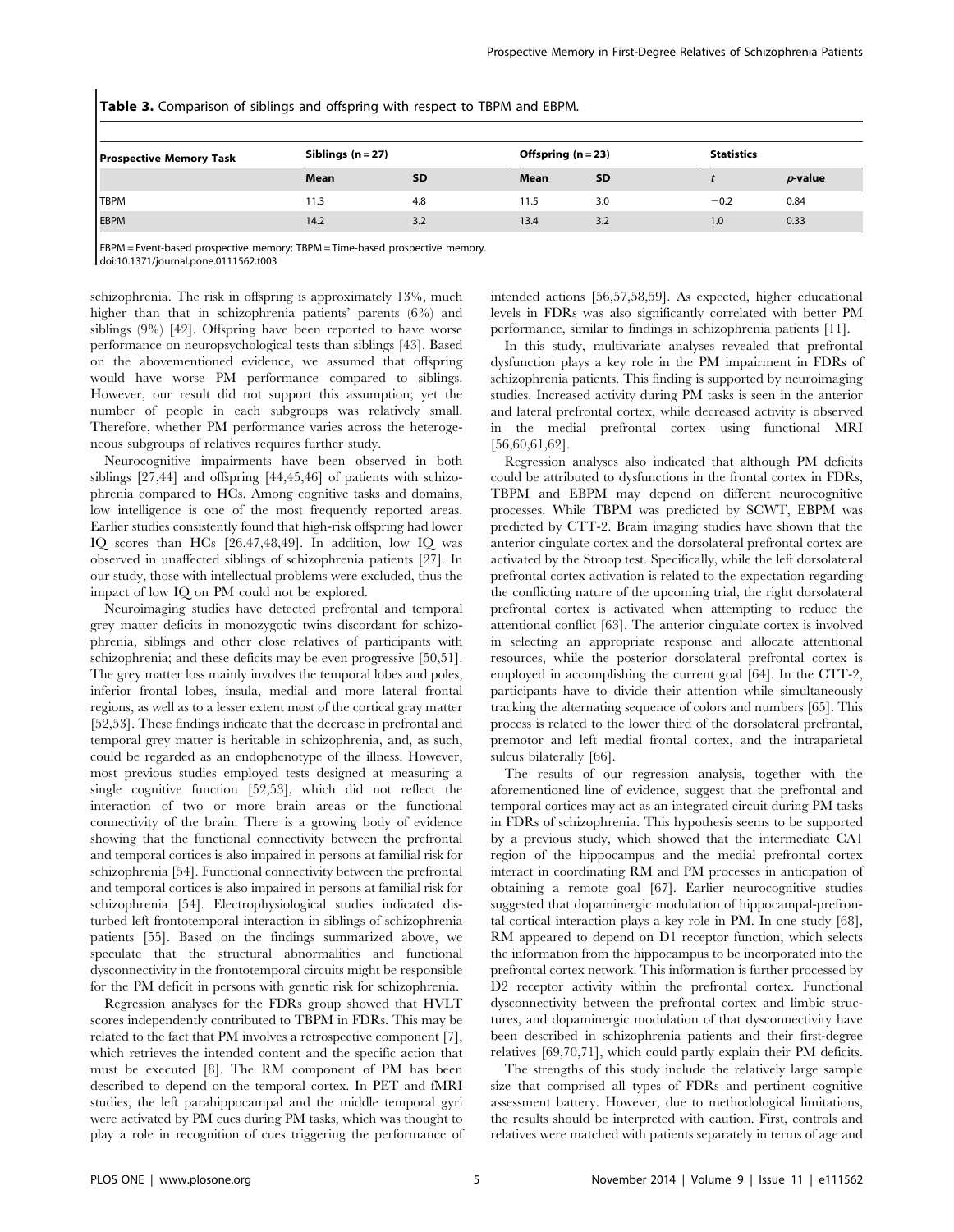**Table 3.** Comparison of siblings and offspring with respect to TBPM and EBPM.

| Prospective Memory Task | Siblings (n = 27) | | Offspring (n = 23) | | Statistics | |
|---|---|---|---|---|---|---|
| | Mean | SD | Mean | SD | *t* | *p*-value |
| TBPM | 11.3 | 4.8 | 11.5 | 3.0 | −0.2 | 0.84 |
| EBPM | 14.2 | 3.2 | 13.4 | 3.2 | 1.0 | 0.33 |

EBPM = Event-based prospective memory; TBPM = Time-based prospective memory.
doi:10.1371/journal.pone.0111562.t003

schizophrenia. The risk in offspring is approximately 13%, much higher than that in schizophrenia patients' parents (6%) and siblings (9%) [42]. Offspring have been reported to have worse performance on neuropsychological tests than siblings [43]. Based on the abovementioned evidence, we assumed that offspring would have worse PM performance compared to siblings. However, our result did not support this assumption; yet the number of people in each subgroups was relatively small. Therefore, whether PM performance varies across the heterogeneous subgroups of relatives requires further study.

Neurocognitive impairments have been observed in both siblings [27,44] and offspring [44,45,46] of patients with schizophrenia compared to HCs. Among cognitive tasks and domains, low intelligence is one of the most frequently reported areas. Earlier studies consistently found that high-risk offspring had lower IQ scores than HCs [26,47,48,49]. In addition, low IQ was observed in unaffected siblings of schizophrenia patients [27]. In our study, those with intellectual problems were excluded, thus the impact of low IQ on PM could not be explored.

Neuroimaging studies have detected prefrontal and temporal grey matter deficits in monozygotic twins discordant for schizophrenia, siblings and other close relatives of participants with schizophrenia; and these deficits may be even progressive [50,51]. The grey matter loss mainly involves the temporal lobes and poles, inferior frontal lobes, insula, medial and more lateral frontal regions, as well as to a lesser extent most of the cortical gray matter [52,53]. These findings indicate that the decrease in prefrontal and temporal grey matter is heritable in schizophrenia, and, as such, could be regarded as an endophenotype of the illness. However, most previous studies employed tests designed at measuring a single cognitive function [52,53], which did not reflect the interaction of two or more brain areas or the functional connectivity of the brain. There is a growing body of evidence showing that the functional connectivity between the prefrontal and temporal cortices is also impaired in persons at familial risk for schizophrenia [54]. Functional connectivity between the prefrontal and temporal cortices is also impaired in persons at familial risk for schizophrenia [54]. Electrophysiological studies indicated disturbed left frontotemporal interaction in siblings of schizophrenia patients [55]. Based on the findings summarized above, we speculate that the structural abnormalities and functional dysconnectivity in the frontotemporal circuits might be responsible for the PM deficit in persons with genetic risk for schizophrenia.

Regression analyses for the FDRs group showed that HVLT scores independently contributed to TBPM in FDRs. This may be related to the fact that PM involves a retrospective component [7], which retrieves the intended content and the specific action that must be executed [8]. The RM component of PM has been described to depend on the temporal cortex. In PET and fMRI studies, the left parahippocampal and the middle temporal gyri were activated by PM cues during PM tasks, which was thought to play a role in recognition of cues triggering the performance of intended actions [56,57,58,59]. As expected, higher educational levels in FDRs was also significantly correlated with better PM performance, similar to findings in schizophrenia patients [11].

In this study, multivariate analyses revealed that prefrontal dysfunction plays a key role in the PM impairment in FDRs of schizophrenia patients. This finding is supported by neuroimaging studies. Increased activity during PM tasks is seen in the anterior and lateral prefrontal cortex, while decreased activity is observed in the medial prefrontal cortex using functional MRI [56,60,61,62].

Regression analyses also indicated that although PM deficits could be attributed to dysfunctions in the frontal cortex in FDRs, TBPM and EBPM may depend on different neurocognitive processes. While TBPM was predicted by SCWT, EBPM was predicted by CTT-2. Brain imaging studies have shown that the anterior cingulate cortex and the dorsolateral prefrontal cortex are activated by the Stroop test. Specifically, while the left dorsolateral prefrontal cortex activation is related to the expectation regarding the conflicting nature of the upcoming trial, the right dorsolateral prefrontal cortex is activated when attempting to reduce the attentional conflict [63]. The anterior cingulate cortex is involved in selecting an appropriate response and allocate attentional resources, while the posterior dorsolateral prefrontal cortex is employed in accomplishing the current goal [64]. In the CTT-2, participants have to divide their attention while simultaneously tracking the alternating sequence of colors and numbers [65]. This process is related to the lower third of the dorsolateral prefrontal, premotor and left medial frontal cortex, and the intraparietal sulcus bilaterally [66].

The results of our regression analysis, together with the aforementioned line of evidence, suggest that the prefrontal and temporal cortices may act as an integrated circuit during PM tasks in FDRs of schizophrenia. This hypothesis seems to be supported by a previous study, which showed that the intermediate CA1 region of the hippocampus and the medial prefrontal cortex interact in coordinating RM and PM processes in anticipation of obtaining a remote goal [67]. Earlier neurocognitive studies suggested that dopaminergic modulation of hippocampal-prefrontal cortical interaction plays a key role in PM. In one study [68], RM appeared to depend on D1 receptor function, which selects the information from the hippocampus to be incorporated into the prefrontal cortex network. This information is further processed by D2 receptor activity within the prefrontal cortex. Functional dysconnectivity between the prefrontal cortex and limbic structures, and dopaminergic modulation of that dysconnectivity have been described in schizophrenia patients and their first-degree relatives [69,70,71], which could partly explain their PM deficits.

The strengths of this study include the relatively large sample size that comprised all types of FDRs and pertinent cognitive assessment battery. However, due to methodological limitations, the results should be interpreted with caution. First, controls and relatives were matched with patients separately in terms of age and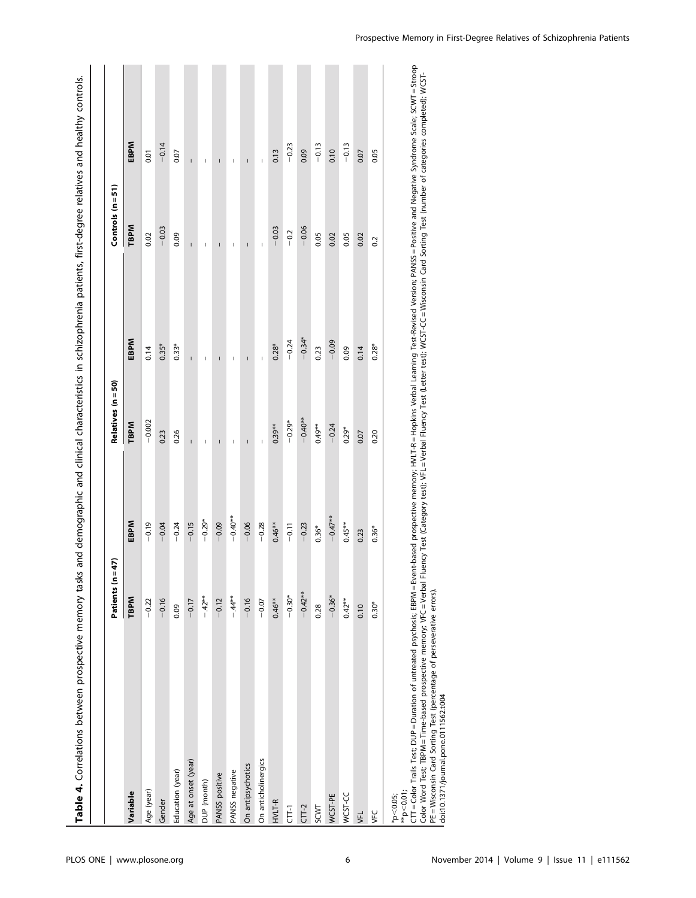**Table 4.** Correlations between prospective memory tasks and demographic and clinical characteristics in schizophrenia patients, first-degree relatives and healthy controls.

| Variable | Patients (n = 47) | | Relatives (n = 50) | | Controls (n = 51) | |
|---|---|---|---|---|---|---|
| | TBPM | EBPM | TBPM | EBPM | TBPM | EBPM |
| Age (year) | −0.22 | −0.19 | −0.002 | 0.14 | 0.02 | 0.01 |
| Gender | −0.16 | −0.04 | 0.23 | 0.35* | −0.03 | −0.14 |
| Education (year) | 0.09 | −0.24 | 0.26 | 0.33* | 0.09 | 0.07 |
| Age at onset (year) | −0.17 | −0.15 | – | – | – | – |
| DUP (month) | -.42** | −0.29* | – | – | – | – |
| PANSS positive | −0.12 | −0.09 | – | – | – | – |
| PANSS negative | -.44** | −0.40** | – | – | – | – |
| On antipsychotics | −0.16 | −0.06 | – | – | – | – |
| On anticholinergics | −0.07 | −0.28 | – | – | – | – |
| HVLT-R | 0.46** | 0.46** | 0.39** | 0.28* | −0.03 | 0.13 |
| CTT-1 | −0.30* | −0.11 | −0.29* | −0.24 | −0.2 | −0.23 |
| CTT-2 | −0.42** | −0.23 | −0.40** | −0.34* | −0.06 | 0.09 |
| SCWT | 0.28 | 0.36* | 0.49** | 0.23 | 0.05 | −0.13 |
| WCST-PE | −0.36* | −0.47** | −0.24 | −0.09 | 0.02 | 0.10 |
| WCST-CC | 0.42** | 0.45** | 0.29* | 0.09 | 0.05 | −0.13 |
| VFL | 0.10 | 0.23 | 0.07 | 0.14 | 0.02 | 0.07 |
| VFC | 0.30* | 0.36* | 0.20 | 0.28* | 0.2 | 0.05 |

*p<0.05;
**p<0.01;
CTT = Color Trails Test; DUP = Duration of untreated psychosis; EBPM = Event-based prospective memory; HVLT-R = Hopkins Verbal Learning Test-Revised Version; PANSS = Positive and Negative Syndrome Scale; SCWT = Stroop Color Word Test; TBPM = Time-based prospective memory; VFC = Verbal Fluency Test (Category test); VFL = Verbal Fluency Test (Letter test); WCST-CC = Wisconsin Card Sorting Test (number of categories completed); WCST-PE = Wisconsin Card Sorting Test (percentage of perseverative errors).
doi:10.1371/journal.pone.0111562.t004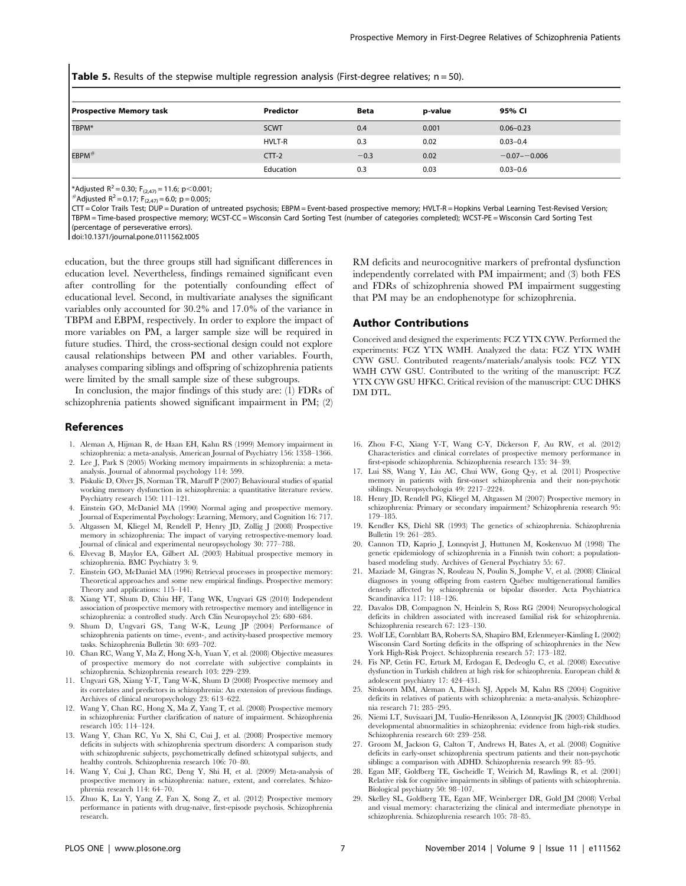**Table 5.** Results of the stepwise multiple regression analysis (First-degree relatives; n = 50).

| Prospective Memory task | Predictor | Beta | p-value | 95% CI |
|---|---|---|---|---|
| TBPM* | SCWT | 0.4 | 0.001 | 0.06–0.23 |
| | HVLT-R | 0.3 | 0.02 | 0.03–0.4 |
| EBPM# | CTT-2 | −0.3 | 0.02 | −0.07–−0.006 |
| | Education | 0.3 | 0.03 | 0.03–0.6 |

*Adjusted $R^2$ = 0.30; $F_{(2,47)}$ = 11.6; $p<0.001$;

#Adjusted $R^2$ = 0.17; $F_{(2,47)}$ = 6.0; p = 0.005;

CTT = Color Trails Test; DUP = Duration of untreated psychosis; EBPM = Event-based prospective memory; HVLT-R = Hopkins Verbal Learning Test-Revised Version; TBPM = Time-based prospective memory; WCST-CC = Wisconsin Card Sorting Test (number of categories completed); WCST-PE = Wisconsin Card Sorting Test (percentage of perseverative errors).

doi:10.1371/journal.pone.0111562.t005

education, but the three groups still had significant differences in education level. Nevertheless, findings remained significant even after controlling for the potentially confounding effect of educational level. Second, in multivariate analyses the significant variables only accounted for 30.2% and 17.0% of the variance in TBPM and EBPM, respectively. In order to explore the impact of more variables on PM, a larger sample size will be required in future studies. Third, the cross-sectional design could not explore causal relationships between PM and other variables. Fourth, analyses comparing siblings and offspring of schizophrenia patients were limited by the small sample size of these subgroups.

In conclusion, the major findings of this study are: (1) FDRs of schizophrenia patients showed significant impairment in PM; (2) RM deficits and neurocognitive markers of prefrontal dysfunction independently correlated with PM impairment; and (3) both FES and FDRs of schizophrenia showed PM impairment suggesting that PM may be an endophenotype for schizophrenia.

## Author Contributions

Conceived and designed the experiments: FCZ YTX CYW. Performed the experiments: FCZ YTX WMH. Analyzed the data: FCZ YTX WMH CYW GSU. Contributed reagents/materials/analysis tools: FCZ YTX WMH CYW GSU. Contributed to the writing of the manuscript: FCZ YTX CYW GSU HFKC. Critical revision of the manuscript: CUC DHKS DM DTL.

## References

1. Aleman A, Hijman R, de Haan EH, Kahn RS (1999) Memory impairment in schizophrenia: a meta-analysis. American Journal of Psychiatry 156: 1358–1366.
2. Lee J, Park S (2005) Working memory impairments in schizophrenia: a meta-analysis. Journal of abnormal psychology 114: 599.
3. Piskulic D, Olver JS, Norman TR, Maruff P (2007) Behavioural studies of spatial working memory dysfunction in schizophrenia: a quantitative literature review. Psychiatry research 150: 111–121.
4. Einstein GO, McDaniel MA (1990) Normal aging and prospective memory. Journal of Experimental Psychology: Learning, Memory, and Cognition 16: 717.
5. Altgassen M, Kliegel M, Rendell P, Henry JD, Zöllig J (2008) Prospective memory in schizophrenia: The impact of varying retrospective-memory load. Journal of clinical and experimental neuropsychology 30: 777–788.
6. Elvevag B, Maylor EA, Gilbert AL (2003) Habitual prospective memory in schizophrenia. BMC Psychiatry 3: 9.
7. Einstein GO, McDaniel MA (1996) Retrieval processes in prospective memory: Theoretical approaches and some new empirical findings. Prospective memory: Theory and applications: 115–141.
8. Xiang YT, Shum D, Chiu HF, Tang WK, Ungvari GS (2010) Independent association of prospective memory with retrospective memory and intelligence in schizophrenia: a controlled study. Arch Clin Neuropsychol 25: 680–684.
9. Shum D, Ungvari GS, Tang W-K, Leung JP (2004) Performance of schizophrenia patients on time-, event-, and activity-based prospective memory tasks. Schizophrenia Bulletin 30: 693–702.
10. Chan RC, Wang Y, Ma Z, Hong X-h, Yuan Y, et al. (2008) Objective measures of prospective memory do not correlate with subjective complaints in schizophrenia. Schizophrenia research 103: 229–239.
11. Ungvari GS, Xiang Y-T, Tang W-K, Shum D (2008) Prospective memory and its correlates and predictors in schizophrenia: An extension of previous findings. Archives of clinical neuropsychology 23: 613–622.
12. Wang Y, Chan RC, Hong X, Ma Z, Yang T, et al. (2008) Prospective memory in schizophrenia: Further clarification of nature of impairment. Schizophrenia research 105: 114–124.
13. Wang Y, Chan RC, Yu X, Shi C, Cui J, et al. (2008) Prospective memory deficits in subjects with schizophrenia spectrum disorders: A comparison study with schizophrenic subjects, psychometrically defined schizotypal subjects, and healthy controls. Schizophrenia research 106: 70–80.
14. Wang Y, Cui J, Chan RC, Deng Y, Shi H, et al. (2009) Meta-analysis of prospective memory in schizophrenia: nature, extent, and correlates. Schizophrenia research 114: 64–70.
15. Zhuo K, Lu Y, Yang Z, Fan X, Song Z, et al. (2012) Prospective memory performance in patients with drug-naïve, first-episode psychosis. Schizophrenia research.
16. Zhou F-C, Xiang Y-T, Wang C-Y, Dickerson F, Au RW, et al. (2012) Characteristics and clinical correlates of prospective memory performance in first-episode schizophrenia. Schizophrenia research 135: 34–39.
17. Lui SS, Wang Y, Liu AC, Chui WW, Gong Q-y, et al. (2011) Prospective memory in patients with first-onset schizophrenia and their non-psychotic siblings. Neuropsychologia 49: 2217–2224.
18. Henry JD, Rendell PG, Kliegel M, Altgassen M (2007) Prospective memory in schizophrenia: Primary or secondary impairment? Schizophrenia research 95: 179–185.
19. Kendler KS, Diehl SR (1993) The genetics of schizophrenia. Schizophrenia Bulletin 19: 261–285.
20. Cannon TD, Kaprio J, Lonnqvist J, Huttunen M, Koskenvuo M (1998) The genetic epidemiology of schizophrenia in a Finnish twin cohort: a population-based modeling study. Archives of General Psychiatry 55: 67.
21. Maziade M, Gingras N, Rouleau N, Poulin S, Jomphe V, et al. (2008) Clinical diagnoses in young offspring from eastern Québec multigenerational families densely affected by schizophrenia or bipolar disorder. Acta Psychiatrica Scandinavica 117: 118–126.
22. Davalos DB, Compagnon N, Heinlein S, Ross RG (2004) Neuropsychological deficits in children associated with increased familial risk for schizophrenia. Schizophrenia research 67: 123–130.
23. Wolf LE, Cornblatt BA, Roberts SA, Shapiro BM, Erlenmeyer-Kimling L (2002) Wisconsin Card Sorting deficits in the offspring of schizophrenics in the New York High-Risk Project. Schizophrenia research 57: 173–182.
24. Fis NP, Cetin FC, Erturk M, Erdogan E, Dedeoglu C, et al. (2008) Executive dysfunction in Turkish children at high risk for schizophrenia. European child & adolescent psychiatry 17: 424–431.
25. Sitskoorn MM, Aleman A, Ebisch SJ, Appels M, Kahn RS (2004) Cognitive deficits in relatives of patients with schizophrenia: a meta-analysis. Schizophrenia research 71: 285–295.
26. Niemi LT, Suvisaari JM, Tuulio-Henriksson A, Lönnqvist JK (2003) Childhood developmental abnormalities in schizophrenia: evidence from high-risk studies. Schizophrenia research 60: 239–258.
27. Groom M, Jackson G, Calton T, Andrews H, Bates A, et al. (2008) Cognitive deficits in early-onset schizophrenia spectrum patients and their non-psychotic siblings: a comparison with ADHD. Schizophrenia research 99: 85–95.
28. Egan MF, Goldberg TE, Gscheidle T, Weirich M, Rawlings R, et al. (2001) Relative risk for cognitive impairments in siblings of patients with schizophrenia. Biological psychiatry 50: 98–107.
29. Skelley SL, Goldberg TE, Egan MF, Weinberger DR, Gold JM (2008) Verbal and visual memory: characterizing the clinical and intermediate phenotype in schizophrenia. Schizophrenia research 105: 78–85.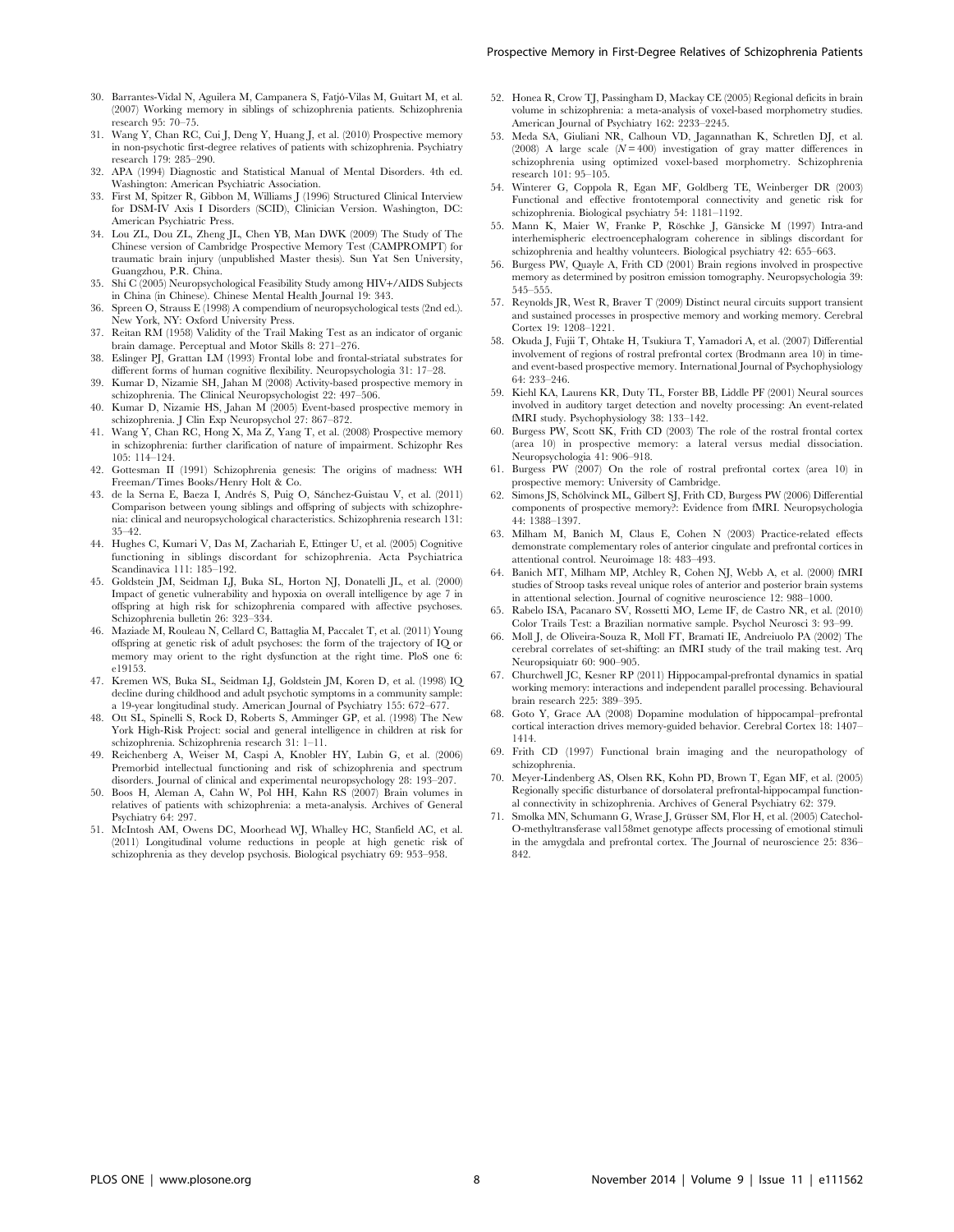30. Barrantes-Vidal N, Aguilera M, Campanera S, Fatjó-Vilas M, Guitart M, et al. (2007) Working memory in siblings of schizophrenia patients. Schizophrenia research 95: 70–75.
31. Wang Y, Chan RC, Cui J, Deng Y, Huang J, et al. (2010) Prospective memory in non-psychotic first-degree relatives of patients with schizophrenia. Psychiatry research 179: 285–290.
32. APA (1994) Diagnostic and Statistical Manual of Mental Disorders. 4th ed. Washington: American Psychiatric Association.
33. First M, Spitzer R, Gibbon M, Williams J (1996) Structured Clinical Interview for DSM-IV Axis I Disorders (SCID), Clinician Version. Washington, DC: American Psychiatric Press.
34. Lou ZL, Dou ZL, Zheng JL, Chen YB, Man DWK (2009) The Study of The Chinese version of Cambridge Prospective Memory Test (CAMPROMPT) for traumatic brain injury (unpublished Master thesis). Sun Yat Sen University, Guangzhou, P.R. China.
35. Shi C (2005) Neuropsychological Feasibility Study among HIV+/AIDS Subjects in China (in Chinese). Chinese Mental Health Journal 19: 343.
36. Spreen O, Strauss E (1998) A compendium of neuropsychological tests (2nd ed.). New York, NY: Oxford University Press.
37. Reitan RM (1958) Validity of the Trail Making Test as an indicator of organic brain damage. Perceptual and Motor Skills 8: 271–276.
38. Eslinger PJ, Grattan LM (1993) Frontal lobe and frontal-striatal substrates for different forms of human cognitive flexibility. Neuropsychologia 31: 17–28.
39. Kumar D, Nizamie SH, Jahan M (2008) Activity-based prospective memory in schizophrenia. The Clinical Neuropsychologist 22: 497–506.
40. Kumar D, Nizamie HS, Jahan M (2005) Event-based prospective memory in schizophrenia. J Clin Exp Neuropsychol 27: 867–872.
41. Wang Y, Chan RC, Hong X, Ma Z, Yang T, et al. (2008) Prospective memory in schizophrenia: further clarification of nature of impairment. Schizophr Res 105: 114–124.
42. Gottesman II (1991) Schizophrenia genesis: The origins of madness: WH Freeman/Times Books/Henry Holt & Co.
43. de la Serna E, Baeza I, Andrés S, Puig O, Sánchez-Guistau V, et al. (2011) Comparison between young siblings and offspring of subjects with schizophrenia: clinical and neuropsychological characteristics. Schizophrenia research 131: 35–42.
44. Hughes C, Kumari V, Das M, Zachariah E, Ettinger U, et al. (2005) Cognitive functioning in siblings discordant for schizophrenia. Acta Psychiatrica Scandinavica 111: 185–192.
45. Goldstein JM, Seidman LJ, Buka SL, Horton NJ, Donatelli JL, et al. (2000) Impact of genetic vulnerability and hypoxia on overall intelligence by age 7 in offspring at high risk for schizophrenia compared with affective psychoses. Schizophrenia bulletin 26: 323–334.
46. Maziade M, Rouleau N, Cellard C, Battaglia M, Paccalet T, et al. (2011) Young offspring at genetic risk of adult psychoses: the form of the trajectory of IQ or memory may orient to the right dysfunction at the right time. PloS one 6: e19153.
47. Kremen WS, Buka SL, Seidman LJ, Goldstein JM, Koren D, et al. (1998) IQ decline during childhood and adult psychotic symptoms in a community sample: a 19-year longitudinal study. American Journal of Psychiatry 155: 672–677.
48. Ott SL, Spinelli S, Rock D, Roberts S, Amminger GP, et al. (1998) The New York High-Risk Project: social and general intelligence in children at risk for schizophrenia. Schizophrenia research 31: 1–11.
49. Reichenberg A, Weiser M, Caspi A, Knobler HY, Lubin G, et al. (2006) Premorbid intellectual functioning and risk of schizophrenia and spectrum disorders. Journal of clinical and experimental neuropsychology 28: 193–207.
50. Boos H, Aleman A, Cahn W, Pol HH, Kahn RS (2007) Brain volumes in relatives of patients with schizophrenia: a meta-analysis. Archives of General Psychiatry 64: 297.
51. McIntosh AM, Owens DC, Moorhead WJ, Whalley HC, Stanfield AC, et al. (2011) Longitudinal volume reductions in people at high genetic risk of schizophrenia as they develop psychosis. Biological psychiatry 69: 953–958.
52. Honea R, Crow TJ, Passingham D, Mackay CE (2005) Regional deficits in brain volume in schizophrenia: a meta-analysis of voxel-based morphometry studies. American Journal of Psychiatry 162: 2233–2245.
53. Meda SA, Giuliani NR, Calhoun VD, Jagannathan K, Schretlen DJ, et al. (2008) A large scale ($N = 400$) investigation of gray matter differences in schizophrenia using optimized voxel-based morphometry. Schizophrenia research 101: 95–105.
54. Winterer G, Coppola R, Egan MF, Goldberg TE, Weinberger DR (2003) Functional and effective frontotemporal connectivity and genetic risk for schizophrenia. Biological psychiatry 54: 1181–1192.
55. Mann K, Maier W, Franke P, Röschke J, Gänsicke M (1997) Intra-and interhemispheric electroencephalogram coherence in siblings discordant for schizophrenia and healthy volunteers. Biological psychiatry 42: 655–663.
56. Burgess PW, Quayle A, Frith CD (2001) Brain regions involved in prospective memory as determined by positron emission tomography. Neuropsychologia 39: 545–555.
57. Reynolds JR, West R, Braver T (2009) Distinct neural circuits support transient and sustained processes in prospective memory and working memory. Cerebral Cortex 19: 1208–1221.
58. Okuda J, Fujii T, Ohtake H, Tsukiura T, Yamadori A, et al. (2007) Differential involvement of regions of rostral prefrontal cortex (Brodmann area 10) in time- and event-based prospective memory. International Journal of Psychophysiology 64: 233–246.
59. Kiehl KA, Laurens KR, Duty TL, Forster BB, Liddle PF (2001) Neural sources involved in auditory target detection and novelty processing: An event-related fMRI study. Psychophysiology 38: 133–142.
60. Burgess PW, Scott SK, Frith CD (2003) The role of the rostral frontal cortex (area 10) in prospective memory: a lateral versus medial dissociation. Neuropsychologia 41: 906–918.
61. Burgess PW (2007) On the role of rostral prefrontal cortex (area 10) in prospective memory: University of Cambridge.
62. Simons JS, Schölvinck ML, Gilbert SJ, Frith CD, Burgess PW (2006) Differential components of prospective memory?: Evidence from fMRI. Neuropsychologia 44: 1388–1397.
63. Milham M, Banich M, Claus E, Cohen N (2003) Practice-related effects demonstrate complementary roles of anterior cingulate and prefrontal cortices in attentional control. Neuroimage 18: 483–493.
64. Banich MT, Milham MP, Atchley R, Cohen NJ, Webb A, et al. (2000) fMRI studies of Stroop tasks reveal unique roles of anterior and posterior brain systems in attentional selection. Journal of cognitive neuroscience 12: 988–1000.
65. Rabelo ISA, Pacanaro SV, Rossetti MO, Leme IF, de Castro NR, et al. (2010) Color Trails Test: a Brazilian normative sample. Psychol Neurosci 3: 93–99.
66. Moll J, de Oliveira-Souza R, Moll FT, Bramati IE, Andreiuolo PA (2002) The cerebral correlates of set-shifting: an fMRI study of the trail making test. Arq Neuropsiquiatr 60: 900–905.
67. Churchwell JC, Kesner RP (2011) Hippocampal-prefrontal dynamics in spatial working memory: interactions and independent parallel processing. Behavioural brain research 225: 389–395.
68. Goto Y, Grace AA (2008) Dopamine modulation of hippocampal–prefrontal cortical interaction drives memory-guided behavior. Cerebral Cortex 18: 1407–1414.
69. Frith CD (1997) Functional brain imaging and the neuropathology of schizophrenia.
70. Meyer-Lindenberg AS, Olsen RK, Kohn PD, Brown T, Egan MF, et al. (2005) Regionally specific disturbance of dorsolateral prefrontal-hippocampal functional connectivity in schizophrenia. Archives of General Psychiatry 62: 379.
71. Smolka MN, Schumann G, Wrase J, Grüsser SM, Flor H, et al. (2005) Catechol-O-methyltransferase val158met genotype affects processing of emotional stimuli in the amygdala and prefrontal cortex. The Journal of neuroscience 25: 836–842.